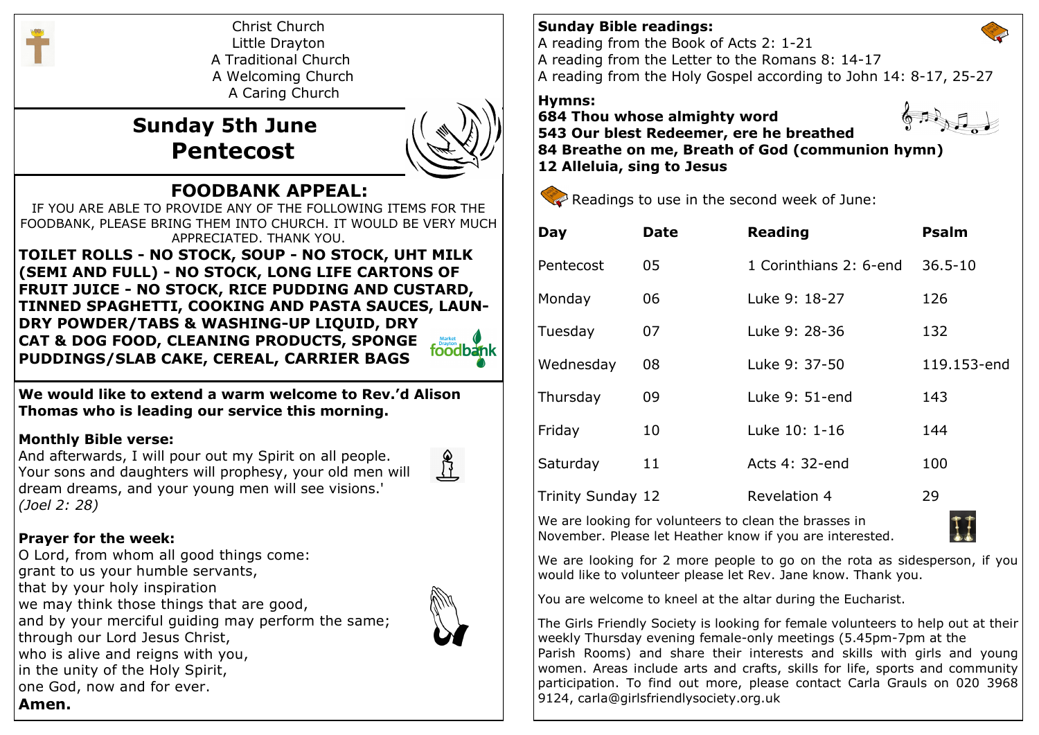Christ Church
Little Drayton
A Traditional Church
A Welcoming Church
A Caring Church

# Sunday 5th June
# Pentecost

## FOODBANK APPEAL:

IF YOU ARE ABLE TO PROVIDE ANY OF THE FOLLOWING ITEMS FOR THE FOODBANK, PLEASE BRING THEM INTO CHURCH. IT WOULD BE VERY MUCH APPRECIATED. THANK YOU.

**TOILET ROLLS - NO STOCK, SOUP - NO STOCK, UHT MILK (SEMI AND FULL) - NO STOCK, LONG LIFE CARTONS OF FRUIT JUICE - NO STOCK, RICE PUDDING AND CUSTARD, TINNED SPAGHETTI, COOKING AND PASTA SAUCES, LAUNDRY POWDER/TABS & WASHING-UP LIQUID, DRY CAT & DOG FOOD, CLEANING PRODUCTS, SPONGE PUDDINGS/SLAB CAKE, CEREAL, CARRIER BAGS**

Market Drayton foodbank

**We would like to extend a warm welcome to Rev.'d Alison Thomas who is leading our service this morning.**

**Monthly Bible verse:**

And afterwards, I will pour out my Spirit on all people. Your sons and daughters will prophesy, your old men will dream dreams, and your young men will see visions.'
*(Joel 2: 28)*

**Prayer for the week:**

O Lord, from whom all good things come:
grant to us your humble servants,
that by your holy inspiration
we may think those things that are good,
and by your merciful guiding may perform the same;
through our Lord Jesus Christ,
who is alive and reigns with you,
in the unity of the Holy Spirit,
one God, now and for ever.
**Amen.**

**Sunday Bible readings:**

A reading from the Book of Acts 2: 1-21
A reading from the Letter to the Romans 8: 14-17
A reading from the Holy Gospel according to John 14: 8-17, 25-27

**Hymns:**

**684 Thou whose almighty word**
**543 Our blest Redeemer, ere he breathed**
**84 Breathe on me, Breath of God (communion hymn)**
**12 Alleluia, sing to Jesus**

Readings to use in the second week of June:

| Day | Date | Reading | Psalm |
|---|---|---|---|
| Pentecost | 05 | 1 Corinthians 2: 6-end | 36.5-10 |
| Monday | 06 | Luke 9: 18-27 | 126 |
| Tuesday | 07 | Luke 9: 28-36 | 132 |
| Wednesday | 08 | Luke 9: 37-50 | 119.153-end |
| Thursday | 09 | Luke 9: 51-end | 143 |
| Friday | 10 | Luke 10: 1-16 | 144 |
| Saturday | 11 | Acts 4: 32-end | 100 |
| Trinity Sunday | 12 | Revelation 4 | 29 |

We are looking for volunteers to clean the brasses in November. Please let Heather know if you are interested.

We are looking for 2 more people to go on the rota as sidesperson, if you would like to volunteer please let Rev. Jane know. Thank you.

You are welcome to kneel at the altar during the Eucharist.

The Girls Friendly Society is looking for female volunteers to help out at their weekly Thursday evening female-only meetings (5.45pm-7pm at the Parish Rooms) and share their interests and skills with girls and young women. Areas include arts and crafts, skills for life, sports and community participation. To find out more, please contact Carla Grauls on 020 3968 9124, carla@girlsfriendlysociety.org.uk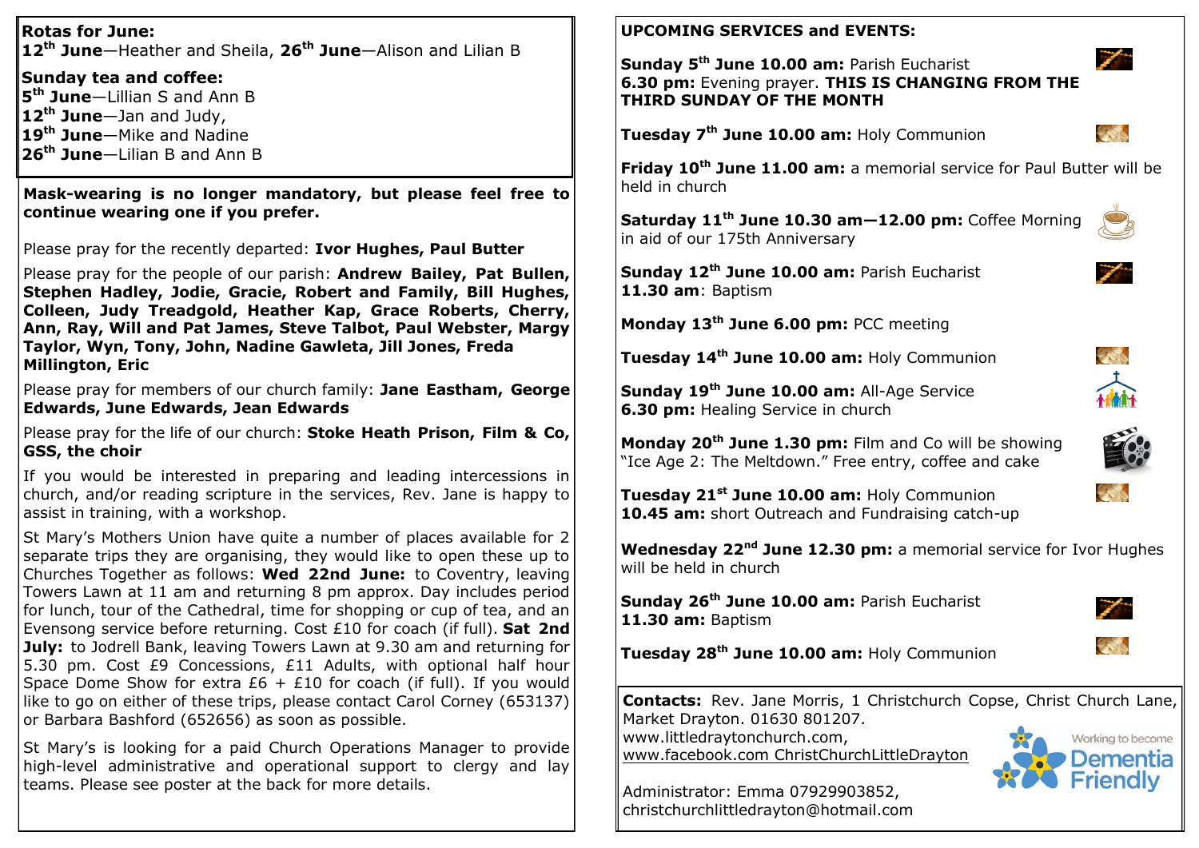**Rotas for June:**
**12th June**—Heather and Sheila, **26th June**—Alison and Lilian B

**Sunday tea and coffee:**
**5th June**—Lillian S and Ann B
**12th June**—Jan and Judy,
**19th June**—Mike and Nadine
**26th June**—Lilian B and Ann B

**Mask-wearing is no longer mandatory, but please feel free to continue wearing one if you prefer.**

Please pray for the recently departed: **Ivor Hughes, Paul Butter**

Please pray for the people of our parish: **Andrew Bailey, Pat Bullen, Stephen Hadley, Jodie, Gracie, Robert and Family, Bill Hughes, Colleen, Judy Treadgold, Heather Kap, Grace Roberts, Cherry, Ann, Ray, Will and Pat James, Steve Talbot, Paul Webster, Margy Taylor, Wyn, Tony, John, Nadine Gawleta, Jill Jones, Freda Millington, Eric**

Please pray for members of our church family: **Jane Eastham, George Edwards, June Edwards, Jean Edwards**

Please pray for the life of our church: **Stoke Heath Prison, Film & Co, GSS, the choir**

If you would be interested in preparing and leading intercessions in church, and/or reading scripture in the services, Rev. Jane is happy to assist in training, with a workshop.

St Mary's Mothers Union have quite a number of places available for 2 separate trips they are organising, they would like to open these up to Churches Together as follows: **Wed 22nd June:** to Coventry, leaving Towers Lawn at 11 am and returning 8 pm approx. Day includes period for lunch, tour of the Cathedral, time for shopping or cup of tea, and an Evensong service before returning. Cost £10 for coach (if full). **Sat 2nd July:** to Jodrell Bank, leaving Towers Lawn at 9.30 am and returning for 5.30 pm. Cost £9 Concessions, £11 Adults, with optional half hour Space Dome Show for extra £6 + £10 for coach (if full). If you would like to go on either of these trips, please contact Carol Corney (653137) or Barbara Bashford (652656) as soon as possible.

St Mary's is looking for a paid Church Operations Manager to provide high-level administrative and operational support to clergy and lay teams. Please see poster at the back for more details.

**UPCOMING SERVICES and EVENTS:**

**Sunday 5th June 10.00 am:** Parish Eucharist
**6.30 pm:** Evening prayer. **THIS IS CHANGING FROM THE THIRD SUNDAY OF THE MONTH**

**Tuesday 7th June 10.00 am:** Holy Communion

**Friday 10th June 11.00 am:** a memorial service for Paul Butter will be held in church

**Saturday 11th June 10.30 am—12.00 pm:** Coffee Morning in aid of our 175th Anniversary

**Sunday 12th June 10.00 am:** Parish Eucharist
**11.30 am**: Baptism

**Monday 13th June 6.00 pm:** PCC meeting

**Tuesday 14th June 10.00 am:** Holy Communion

**Sunday 19th June 10.00 am:** All-Age Service
**6.30 pm:** Healing Service in church

**Monday 20th June 1.30 pm:** Film and Co will be showing "Ice Age 2: The Meltdown." Free entry, coffee and cake

**Tuesday 21st June 10.00 am:** Holy Communion
**10.45 am:** short Outreach and Fundraising catch-up

**Wednesday 22nd June 12.30 pm:** a memorial service for Ivor Hughes will be held in church

**Sunday 26th June 10.00 am:** Parish Eucharist
**11.30 am:** Baptism

**Tuesday 28th June 10.00 am:** Holy Communion

**Contacts:** Rev. Jane Morris, 1 Christchurch Copse, Christ Church Lane, Market Drayton. 01630 801207.
www.littledraytonchurch.com,
www.facebook.com ChristChurchLittleDrayton

Working to become Dementia Friendly

Administrator: Emma 07929903852,
christchurchlittledrayton@hotmail.com